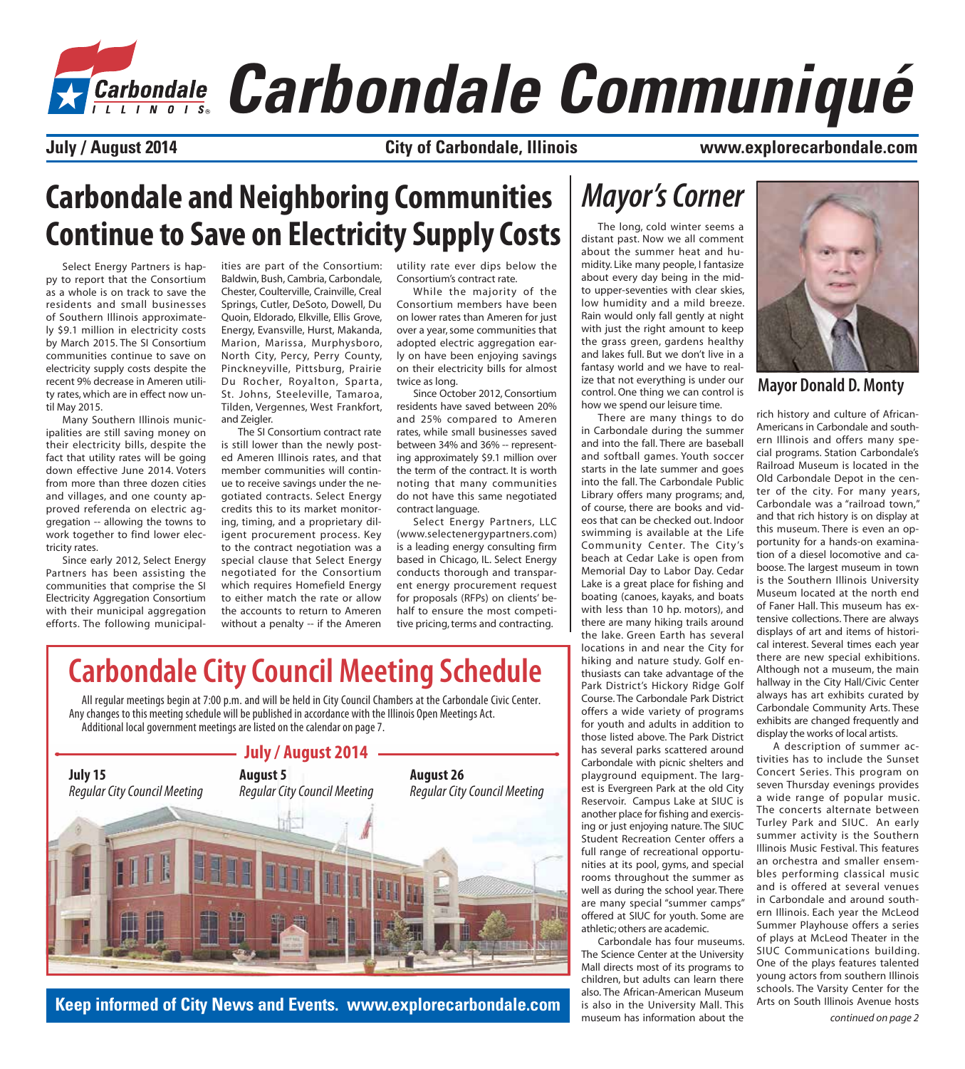# Carbondale Communiqué

**July / August 2014** | **City of Carbondale, Illinois** | **www.explorecarbondale.com**

## Carbondale and Neighboring Communities Continue to Save on Electricity Supply Costs

Select Energy Partners is happy to report that the Consortium as a whole is on track to save the residents and small businesses of Southern Illinois approximately $9.1 million in electricity costs by March 2015. The SI Consortium communities continue to save on electricity supply costs despite the recent 9% decrease in Ameren utility rates, which are in effect now until May 2015.

Many Southern Illinois municipalities are still saving money on their electricity bills, despite the fact that utility rates will be going down effective June 2014. Voters from more than three dozen cities and villages, and one county approved referenda on electric aggregation -- allowing the towns to work together to find lower electricity rates.

Since early 2012, Select Energy Partners has been assisting the communities that comprise the SI Electricity Aggregation Consortium with their municipal aggregation efforts. The following municipalities are part of the Consortium: Baldwin, Bush, Cambria, Carbondale, Chester, Coulterville, Crainville, Creal Springs, Cutler, DeSoto, Dowell, Du Quoin, Eldorado, Elkville, Ellis Grove, Energy, Evansville, Hurst, Makanda, Marion, Marissa, Murphysboro, North City, Percy, Perry County, Pinckneyville, Pittsburg, Prairie Du Rocher, Royalton, Sparta, St. Johns, Steeleville, Tamaroa, Tilden, Vergennes, West Frankfort, and Zeigler.

The SI Consortium contract rate is still lower than the newly posted Ameren Illinois rates, and that member communities will continue to receive savings under the negotiated contracts. Select Energy credits this to its market monitoring, timing, and a proprietary diligent procurement process. Key to the contract negotiation was a special clause that Select Energy negotiated for the Consortium which requires Homefield Energy to either match the rate or allow the accounts to return to Ameren without a penalty -- if the Ameren utility rate ever dips below the Consortium's contract rate.

While the majority of the Consortium members have been on lower rates than Ameren for just over a year, some communities that adopted electric aggregation early on have been enjoying savings on their electricity bills for almost twice as long.

Since October 2012, Consortium residents have saved between 20% and 25% compared to Ameren rates, while small businesses saved between 34% and 36% -- representing approximately $9.1 million over the term of the contract. It is worth noting that many communities do not have this same negotiated contract language.

Select Energy Partners, LLC (www.selectenergypartners.com) is a leading energy consulting firm based in Chicago, IL. Select Energy conducts thorough and transparent energy procurement request for proposals (RFPs) on clients' behalf to ensure the most competitive pricing, terms and contracting.

## Carbondale City Council Meeting Schedule

All regular meetings begin at 7:00 p.m. and will be held in City Council Chambers at the Carbondale Civic Center. Any changes to this meeting schedule will be published in accordance with the Illinois Open Meetings Act. Additional local government meetings are listed on the calendar on page 7.

### July / August 2014

**July 15**
*Regular City Council Meeting*

**August 5**
*Regular City Council Meeting*

**August 26**
*Regular City Council Meeting*

**Keep informed of City News and Events. www.explorecarbondale.com**

## Mayor's Corner

**Mayor Donald D. Monty**

The long, cold winter seems a distant past. Now we all comment about the summer heat and humidity. Like many people, I fantasize about every day being in the mid- to upper-seventies with clear skies, low humidity and a mild breeze. Rain would only fall gently at night with just the right amount to keep the grass green, gardens healthy and lakes full. But we don't live in a fantasy world and we have to realize that not everything is under our control. One thing we can control is how we spend our leisure time.

There are many things to do in Carbondale during the summer and into the fall. There are baseball and softball games. Youth soccer starts in the late summer and goes into the fall. The Carbondale Public Library offers many programs; and, of course, there are books and videos that can be checked out. Indoor swimming is available at the Life Community Center. The City's beach at Cedar Lake is open from Memorial Day to Labor Day. Cedar Lake is a great place for fishing and boating (canoes, kayaks, and boats with less than 10 hp. motors), and there are many hiking trails around the lake. Green Earth has several locations in and near the City for hiking and nature study. Golf enthusiasts can take advantage of the Park District's Hickory Ridge Golf Course. The Carbondale Park District offers a wide variety of programs for youth and adults in addition to those listed above. The Park District has several parks scattered around Carbondale with picnic shelters and playground equipment. The largest is Evergreen Park at the old City Reservoir. Campus Lake at SIUC is another place for fishing and exercising or just enjoying nature. The SIUC Student Recreation Center offers a full range of recreational opportunities at its pool, gyms, and special rooms throughout the summer as well as during the school year. There are many special "summer camps" offered at SIUC for youth. Some are athletic; others are academic.

Carbondale has four museums. The Science Center at the University Mall directs most of its programs to children, but adults can learn there also. The African-American Museum is also in the University Mall. This museum has information about the rich history and culture of African-Americans in Carbondale and southern Illinois and offers many special programs. Station Carbondale's Railroad Museum is located in the Old Carbondale Depot in the center of the city. For many years, Carbondale was a "railroad town," and that rich history is on display at this museum. There is even an opportunity for a hands-on examination of a diesel locomotive and caboose. The largest museum in town is the Southern Illinois University Museum located at the north end of Faner Hall. This museum has extensive collections. There are always displays of art and items of historical interest. Several times each year there are new special exhibitions. Although not a museum, the main hallway in the City Hall/Civic Center always has art exhibits curated by Carbondale Community Arts. These exhibits are changed frequently and display the works of local artists.

A description of summer activities has to include the Sunset Concert Series. This program on seven Thursday evenings provides a wide range of popular music. The concerts alternate between Turley Park and SIUC. An early summer activity is the Southern Illinois Music Festival. This features an orchestra and smaller ensembles performing classical music and is offered at several venues in Carbondale and around southern Illinois. Each year the McLeod Summer Playhouse offers a series of plays at McLeod Theater in the SIUC Communications building. One of the plays features talented young actors from southern Illinois schools. The Varsity Center for the Arts on South Illinois Avenue hosts

*continued on page 2*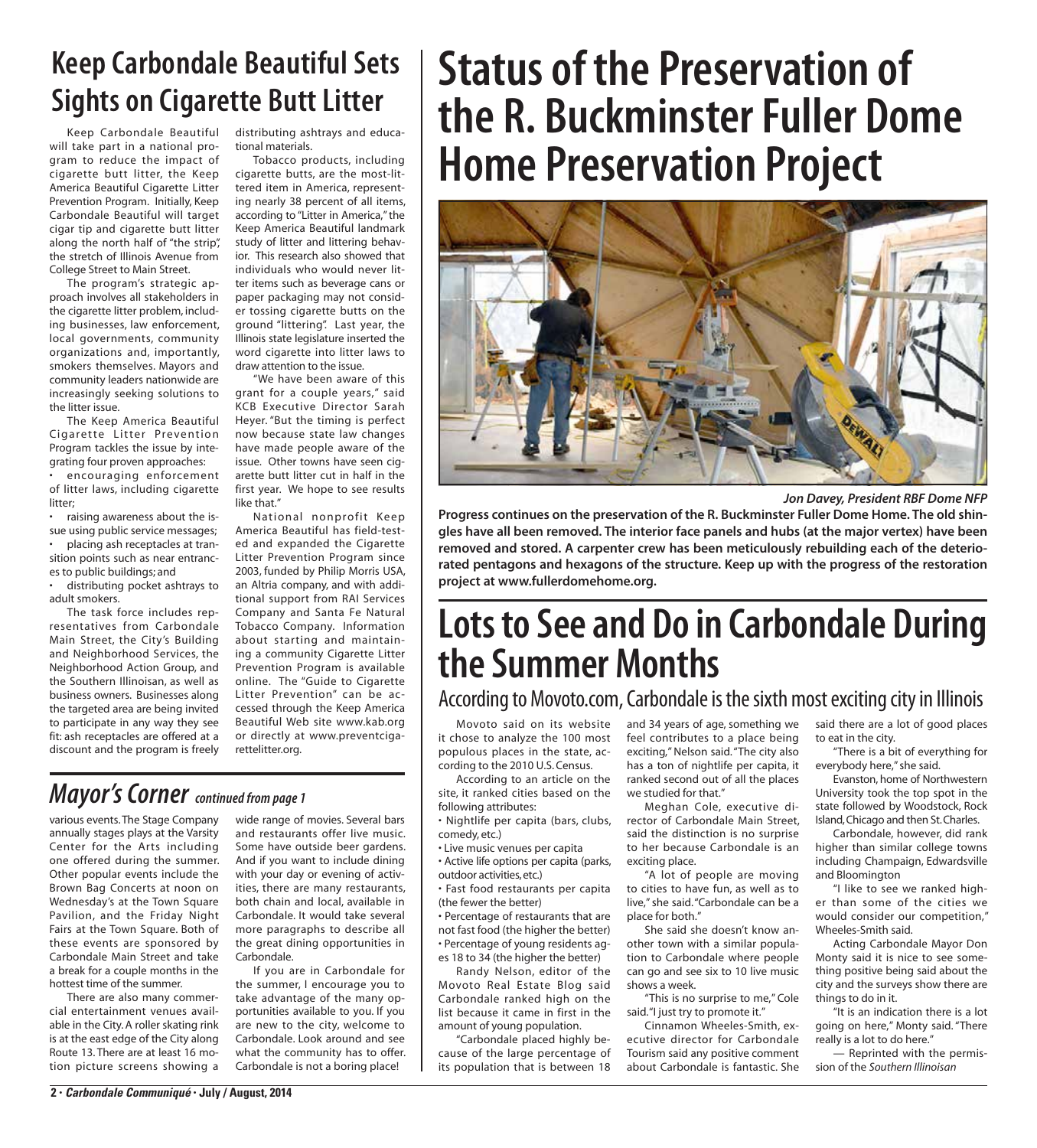## Keep Carbondale Beautiful Sets Sights on Cigarette Butt Litter

Keep Carbondale Beautiful will take part in a national program to reduce the impact of cigarette butt litter, the Keep America Beautiful Cigarette Litter Prevention Program. Initially, Keep Carbondale Beautiful will target cigar tip and cigarette butt litter along the north half of "the strip", the stretch of Illinois Avenue from College Street to Main Street.

The program's strategic approach involves all stakeholders in the cigarette litter problem, including businesses, law enforcement, local governments, community organizations and, importantly, smokers themselves. Mayors and community leaders nationwide are increasingly seeking solutions to the litter issue.

The Keep America Beautiful Cigarette Litter Prevention Program tackles the issue by integrating four proven approaches:

- encouraging enforcement of litter laws, including cigarette litter;
- raising awareness about the issue using public service messages;
- placing ash receptacles at transition points such as near entrances to public buildings; and
- distributing pocket ashtrays to adult smokers.

The task force includes representatives from Carbondale Main Street, the City's Building and Neighborhood Services, the Neighborhood Action Group, and the Southern Illinoisan, as well as business owners. Businesses along the targeted area are being invited to participate in any way they see fit: ash receptacles are offered at a discount and the program is freely distributing ashtrays and educational materials.

Tobacco products, including cigarette butts, are the most-littered item in America, representing nearly 38 percent of all items, according to "Litter in America," the Keep America Beautiful landmark study of litter and littering behavior. This research also showed that individuals who would never litter items such as beverage cans or paper packaging may not consider tossing cigarette butts on the ground "littering". Last year, the Illinois state legislature inserted the word cigarette into litter laws to draw attention to the issue.

"We have been aware of this grant for a couple years," said KCB Executive Director Sarah Heyer. "But the timing is perfect now because state law changes have made people aware of the issue. Other towns have seen cigarette butt litter cut in half in the first year. We hope to see results like that."

National nonprofit Keep America Beautiful has field-tested and expanded the Cigarette Litter Prevention Program since 2003, funded by Philip Morris USA, an Altria company, and with additional support from RAI Services Company and Santa Fe Natural Tobacco Company. Information about starting and maintaining a community Cigarette Litter Prevention Program is available online. The "Guide to Cigarette Litter Prevention" can be accessed through the Keep America Beautiful Web site www.kab.org or directly at www.preventcigarettelitter.org.

## *Mayor's Corner* *continued from page 1*

various events. The Stage Company annually stages plays at the Varsity Center for the Arts including one offered during the summer. Other popular events include the Brown Bag Concerts at noon on Wednesday's at the Town Square Pavilion, and the Friday Night Fairs at the Town Square. Both of these events are sponsored by Carbondale Main Street and take a break for a couple months in the hottest time of the summer.

There are also many commercial entertainment venues available in the City. A roller skating rink is at the east edge of the City along Route 13. There are at least 16 motion picture screens showing a wide range of movies. Several bars and restaurants offer live music. Some have outside beer gardens. And if you want to include dining with your day or evening of activities, there are many restaurants, both chain and local, available in Carbondale. It would take several more paragraphs to describe all the great dining opportunities in Carbondale.

If you are in Carbondale for the summer, I encourage you to take advantage of the many opportunities available to you. If you are new to the city, welcome to Carbondale. Look around and see what the community has to offer. Carbondale is not a boring place!

# Status of the Preservation of the R. Buckminster Fuller Dome Home Preservation Project

*Jon Davey, President RBF Dome NFP*

**Progress continues on the preservation of the R. Buckminster Fuller Dome Home. The old shingles have all been removed. The interior face panels and hubs (at the major vertex) have been removed and stored. A carpenter crew has been meticulously rebuilding each of the deteriorated pentagons and hexagons of the structure. Keep up with the progress of the restoration project at www.fullerdomehome.org.**

# Lots to See and Do in Carbondale During the Summer Months

## According to Movoto.com, Carbondale is the sixth most exciting city in Illinois

Movoto said on its website it chose to analyze the 100 most populous places in the state, according to the 2010 U.S. Census.

According to an article on the site, it ranked cities based on the following attributes:

- Nightlife per capita (bars, clubs, comedy, etc.)
- Live music venues per capita
- Active life options per capita (parks, outdoor activities, etc.)
- Fast food restaurants per capita (the fewer the better)
- Percentage of restaurants that are not fast food (the higher the better)
- Percentage of young residents ages 18 to 34 (the higher the better)

Randy Nelson, editor of the Movoto Real Estate Blog said Carbondale ranked high on the list because it came in first in the amount of young population.

"Carbondale placed highly because of the large percentage of its population that is between 18 and 34 years of age, something we feel contributes to a place being exciting," Nelson said. "The city also has a ton of nightlife per capita, it ranked second out of all the places we studied for that."

Meghan Cole, executive director of Carbondale Main Street, said the distinction is no surprise to her because Carbondale is an exciting place.

"A lot of people are moving to cities to have fun, as well as to live," she said. "Carbondale can be a place for both."

She said she doesn't know another town with a similar population to Carbondale where people can go and see six to 10 live music shows a week.

"This is no surprise to me," Cole said. "I just try to promote it."

Cinnamon Wheeles-Smith, executive director for Carbondale Tourism said any positive comment about Carbondale is fantastic. She said there are a lot of good places to eat in the city.

"There is a bit of everything for everybody here," she said.

Evanston, home of Northwestern University took the top spot in the state followed by Woodstock, Rock Island, Chicago and then St. Charles.

Carbondale, however, did rank higher than similar college towns including Champaign, Edwardsville and Bloomington

"I like to see we ranked higher than some of the cities we would consider our competition," Wheeles-Smith said.

Acting Carbondale Mayor Don Monty said it is nice to see something positive being said about the city and the surveys show there are things to do in it.

"It is an indication there is a lot going on here," Monty said. "There really is a lot to do here."

— Reprinted with the permission of the *Southern Illinoisan*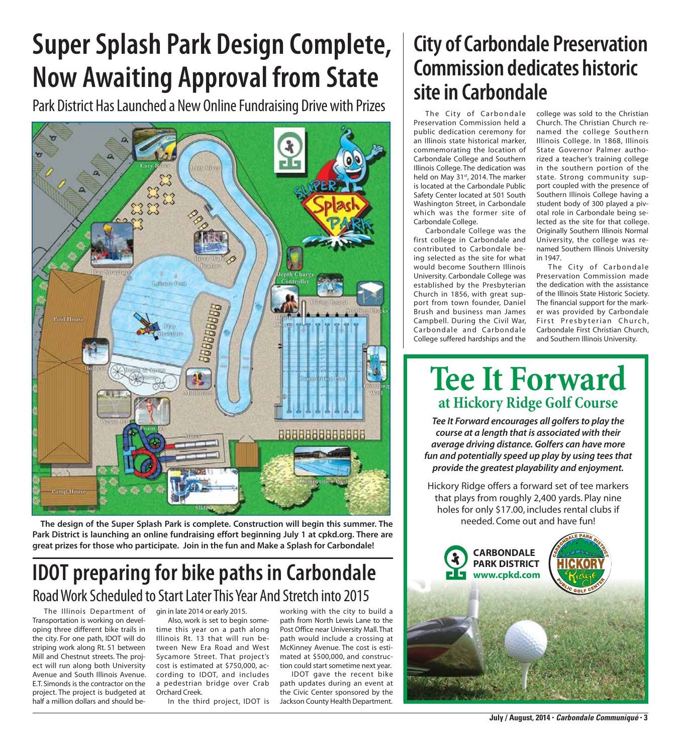# Super Splash Park Design Complete, Now Awaiting Approval from State

## Park District Has Launched a New Online Fundraising Drive with Prizes

**The design of the Super Splash Park is complete. Construction will begin this summer. The Park District is launching an online fundraising effort beginning July 1 at cpkd.org. There are great prizes for those who participate. Join in the fun and Make a Splash for Carbondale!**

# IDOT preparing for bike paths in Carbondale

## Road Work Scheduled to Start Later This Year And Stretch into 2015

The Illinois Department of Transportation is working on developing three different bike trails in the city. For one path, IDOT will do striping work along Rt. 51 between Mill and Chestnut streets. The project will run along both University Avenue and South Illinois Avenue. E.T. Simonds is the contractor on the project. The project is budgeted at half a million dollars and should begin in late 2014 or early 2015.

Also, work is set to begin sometime this year on a path along Illinois Rt. 13 that will run between New Era Road and West Sycamore Street. That project's cost is estimated at $750,000, according to IDOT, and includes a pedestrian bridge over Crab Orchard Creek.

In the third project, IDOT is working with the city to build a path from North Lewis Lane to the Post Office near University Mall. That path would include a crossing at McKinney Avenue. The cost is estimated at $500,000, and construction could start sometime next year.

IDOT gave the recent bike path updates during an event at the Civic Center sponsored by the Jackson County Health Department.

# City of Carbondale Preservation Commission dedicates historic site in Carbondale

The City of Carbondale Preservation Commission held a public dedication ceremony for an Illinois state historical marker, commemorating the location of Carbondale College and Southern Illinois College. The dedication was held on May 31st, 2014. The marker is located at the Carbondale Public Safety Center located at 501 South Washington Street, in Carbondale which was the former site of Carbondale College.

Carbondale College was the first college in Carbondale and contributed to Carbondale being selected as the site for what would become Southern Illinois University. Carbondale College was established by the Presbyterian Church in 1856, with great support from town founder, Daniel Brush and business man James Campbell. During the Civil War, Carbondale and Carbondale College suffered hardships and the college was sold to the Christian Church. The Christian Church renamed the college Southern Illinois College. In 1868, Illinois State Governor Palmer authorized a teacher's training college in the southern portion of the state. Strong community support coupled with the presence of Southern Illinois College having a student body of 300 played a pivotal role in Carbondale being selected as the site for that college. Originally Southern Illinois Normal University, the college was renamed Southern Illinois University in 1947.

The City of Carbondale Preservation Commission made the dedication with the assistance of the Illinois State Historic Society. The financial support for the marker was provided by Carbondale First Presbyterian Church, Carbondale First Christian Church, and Southern Illinois University.

# Tee It Forward

## at Hickory Ridge Golf Course

***Tee It Forward encourages all golfers to play the course at a length that is associated with their average driving distance. Golfers can have more fun and potentially speed up play by using tees that provide the greatest playability and enjoyment.***

Hickory Ridge offers a forward set of tee markers that plays from roughly 2,400 yards. Play nine holes for only $17.00, includes rental clubs if needed. Come out and have fun!

**CARBONDALE PARK DISTRICT**
**www.cpkd.com**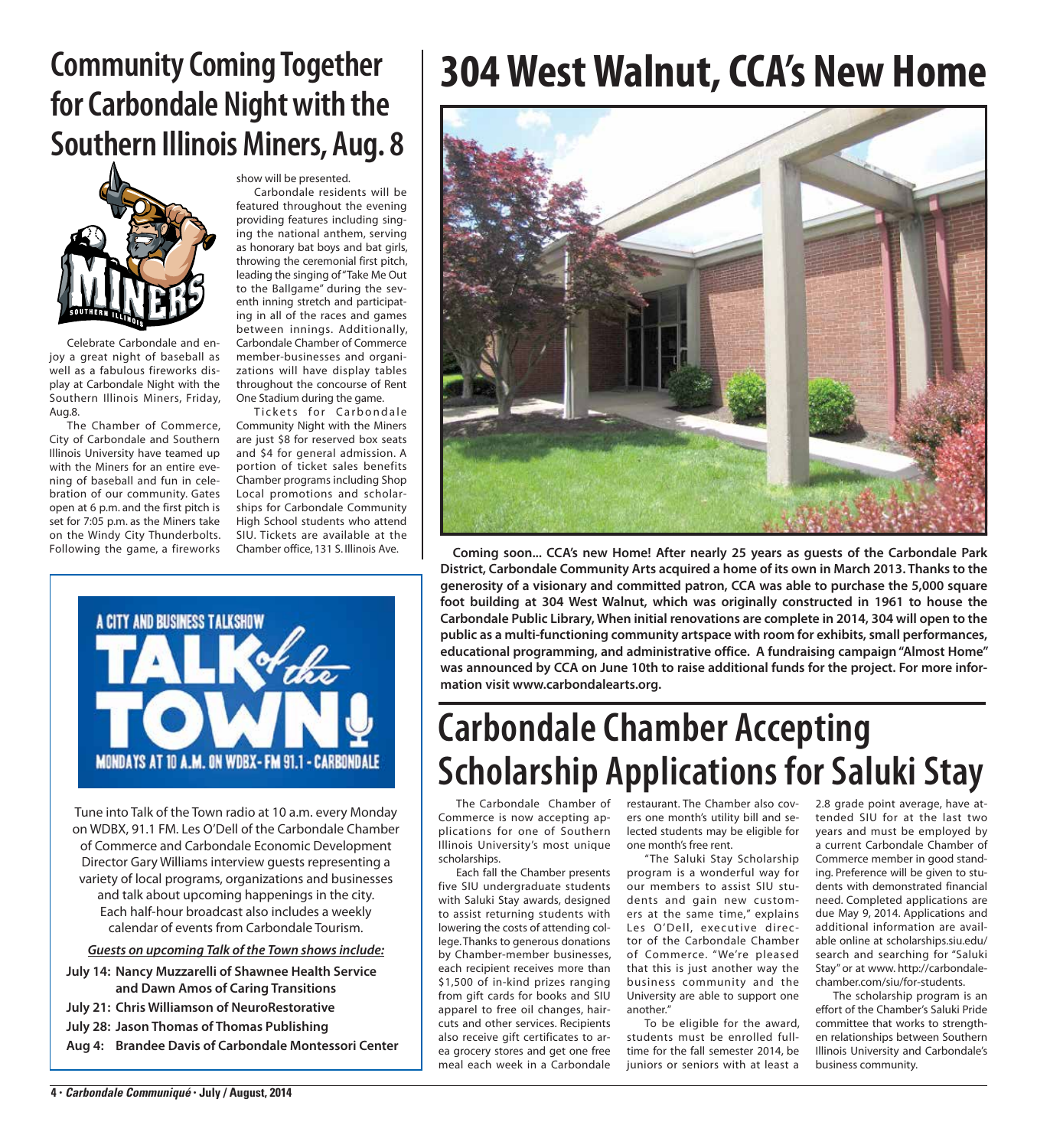# Community Coming Together for Carbondale Night with the Southern Illinois Miners, Aug. 8

Celebrate Carbondale and enjoy a great night of baseball as well as a fabulous fireworks display at Carbondale Night with the Southern Illinois Miners, Friday, Aug.8.

The Chamber of Commerce, City of Carbondale and Southern Illinois University have teamed up with the Miners for an entire evening of baseball and fun in celebration of our community. Gates open at 6 p.m. and the first pitch is set for 7:05 p.m. as the Miners take on the Windy City Thunderbolts. Following the game, a fireworks show will be presented.

Carbondale residents will be featured throughout the evening providing features including singing the national anthem, serving as honorary bat boys and bat girls, throwing the ceremonial first pitch, leading the singing of "Take Me Out to the Ballgame" during the seventh inning stretch and participating in all of the races and games between innings. Additionally, Carbondale Chamber of Commerce member-businesses and organizations will have display tables throughout the concourse of Rent One Stadium during the game.

Tickets for Carbondale Community Night with the Miners are just $8 for reserved box seats and $4 for general admission. A portion of ticket sales benefits Chamber programs including Shop Local promotions and scholarships for Carbondale Community High School students who attend SIU. Tickets are available at the Chamber office, 131 S. Illinois Ave.

A CITY AND BUSINESS TALKSHOW

TALK of the TOWN!

MONDAYS AT 10 A.M. ON WDBX-FM 91.1 - CARBONDALE

Tune into Talk of the Town radio at 10 a.m. every Monday on WDBX, 91.1 FM. Les O'Dell of the Carbondale Chamber of Commerce and Carbondale Economic Development Director Gary Williams interview guests representing a variety of local programs, organizations and businesses and talk about upcoming happenings in the city. Each half-hour broadcast also includes a weekly calendar of events from Carbondale Tourism.

***Guests on upcoming Talk of the Town shows include:***

**July 14: Nancy Muzzarelli of Shawnee Health Service and Dawn Amos of Caring Transitions**
**July 21: Chris Williamson of NeuroRestorative**
**July 28: Jason Thomas of Thomas Publishing**
**Aug 4: Brandee Davis of Carbondale Montessori Center**

# 304 West Walnut, CCA's New Home

**Coming soon... CCA's new Home! After nearly 25 years as guests of the Carbondale Park District, Carbondale Community Arts acquired a home of its own in March 2013. Thanks to the generosity of a visionary and committed patron, CCA was able to purchase the 5,000 square foot building at 304 West Walnut, which was originally constructed in 1961 to house the Carbondale Public Library, When initial renovations are complete in 2014, 304 will open to the public as a multi-functioning community artspace with room for exhibits, small performances, educational programming, and administrative office. A fundraising campaign "Almost Home" was announced by CCA on June 10th to raise additional funds for the project. For more information visit www.carbondalearts.org.**

# Carbondale Chamber Accepting Scholarship Applications for Saluki Stay

The Carbondale Chamber of Commerce is now accepting applications for one of Southern Illinois University's most unique scholarships.

Each fall the Chamber presents five SIU undergraduate students with Saluki Stay awards, designed to assist returning students with lowering the costs of attending college. Thanks to generous donations by Chamber-member businesses, each recipient receives more than $1,500 of in-kind prizes ranging from gift cards for books and SIU apparel to free oil changes, haircuts and other services. Recipients also receive gift certificates to area grocery stores and get one free meal each week in a Carbondale restaurant. The Chamber also covers one month's utility bill and selected students may be eligible for one month's free rent.

"The Saluki Stay Scholarship program is a wonderful way for our members to assist SIU students and gain new customers at the same time," explains Les O'Dell, executive director of the Carbondale Chamber of Commerce. "We're pleased that this is just another way the business community and the University are able to support one another."

To be eligible for the award, students must be enrolled full-time for the fall semester 2014, be juniors or seniors with at least a 2.8 grade point average, have attended SIU for at the last two years and must be employed by a current Carbondale Chamber of Commerce member in good standing. Preference will be given to students with demonstrated financial need. Completed applications are due May 9, 2014. Applications and additional information are available online at scholarships.siu.edu/search and searching for "Saluki Stay" or at www. http://carbondalechamber.com/siu/for-students.

The scholarship program is an effort of the Chamber's Saluki Pride committee that works to strengthen relationships between Southern Illinois University and Carbondale's business community.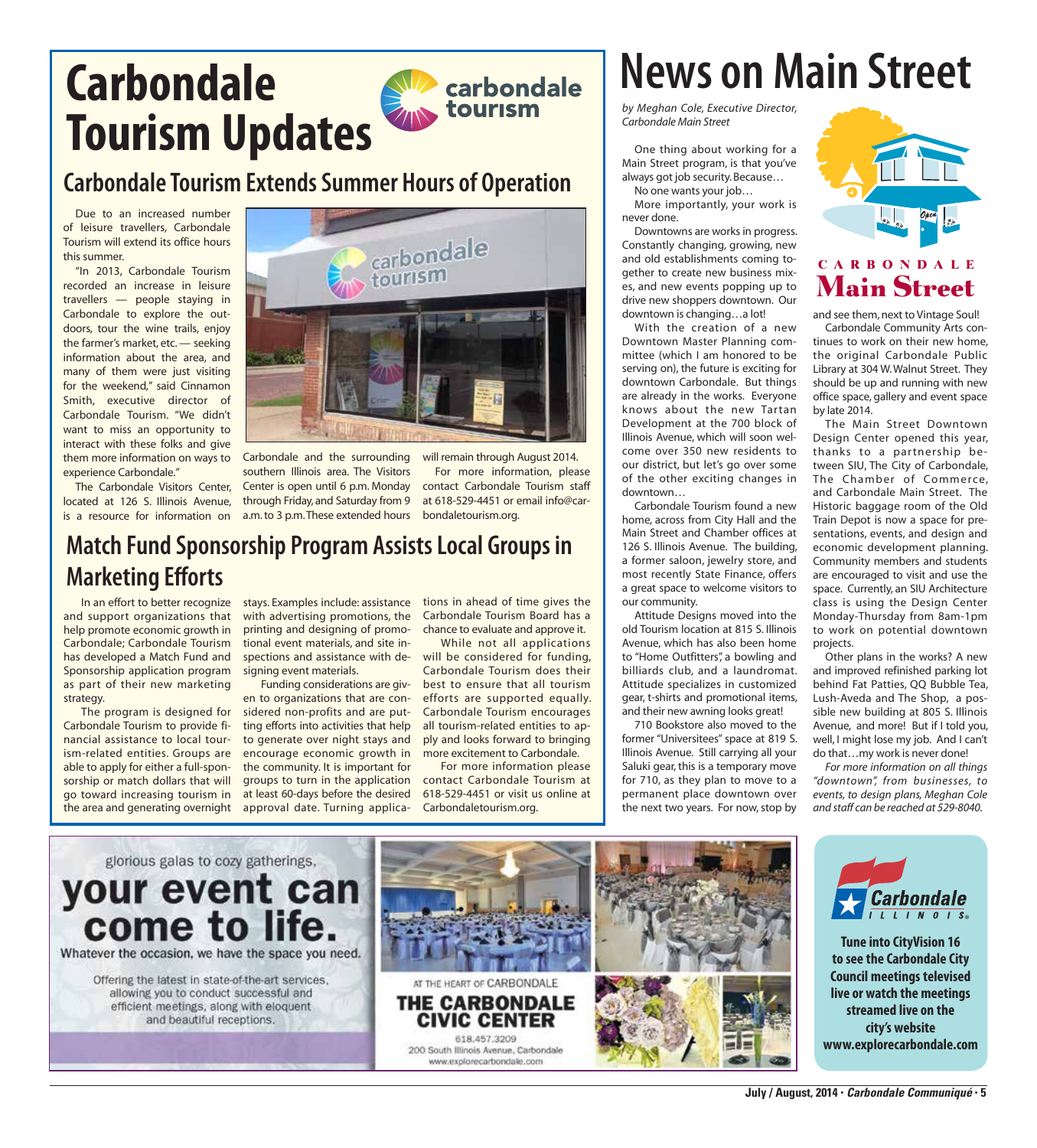# Carbondale Tourism Updates

## Carbondale Tourism Extends Summer Hours of Operation

Due to an increased number of leisure travellers, Carbondale Tourism will extend its office hours this summer.

"In 2013, Carbondale Tourism recorded an increase in leisure travellers — people staying in Carbondale to explore the outdoors, tour the wine trails, enjoy the farmer's market, etc. — seeking information about the area, and many of them were just visiting for the weekend," said Cinnamon Smith, executive director of Carbondale Tourism. "We didn't want to miss an opportunity to interact with these folks and give them more information on ways to experience Carbondale."

The Carbondale Visitors Center, located at 126 S. Illinois Avenue, is a resource for information on Carbondale and the surrounding southern Illinois area. The Visitors Center is open until 6 p.m. Monday through Friday, and Saturday from 9 a.m. to 3 p.m. These extended hours will remain through August 2014.

For more information, please contact Carbondale Tourism staff at 618-529-4451 or email info@carbondaletourism.org.

## Match Fund Sponsorship Program Assists Local Groups in Marketing Efforts

In an effort to better recognize and support organizations that help promote economic growth in Carbondale; Carbondale Tourism has developed a Match Fund and Sponsorship application program as part of their new marketing strategy.

The program is designed for Carbondale Tourism to provide financial assistance to local tourism-related entities. Groups are able to apply for either a full-sponsorship or match dollars that will go toward increasing tourism in the area and generating overnight stays. Examples include: assistance with advertising promotions, the printing and designing of promotional event materials, and site inspections and assistance with designing event materials.

Funding considerations are given to organizations that are considered non-profits and are putting efforts into activities that help to generate over night stays and encourage economic growth in the community. It is important for groups to turn in the application at least 60-days before the desired approval date. Turning applications in ahead of time gives the Carbondale Tourism Board has a chance to evaluate and approve it.

While not all applications will be considered for funding, Carbondale Tourism does their best to ensure that all tourism efforts are supported equally. Carbondale Tourism encourages all tourism-related entities to apply and looks forward to bringing more excitement to Carbondale.

For more information please contact Carbondale Tourism at 618-529-4451 or visit us online at Carbondaletourism.org.

# News on Main Street

*by Meghan Cole, Executive Director, Carbondale Main Street*

One thing about working for a Main Street program, is that you've always got job security. Because…

No one wants your job…

More importantly, your work is never done.

Downtowns are works in progress. Constantly changing, growing, new and old establishments coming together to create new business mixes, and new events popping up to drive new shoppers downtown. Our downtown is changing…a lot!

With the creation of a new Downtown Master Planning committee (which I am honored to be serving on), the future is exciting for downtown Carbondale. But things are already in the works. Everyone knows about the new Tartan Development at the 700 block of Illinois Avenue, which will soon welcome over 350 new residents to our district, but let's go over some of the other exciting changes in downtown…

Carbondale Tourism found a new home, across from City Hall and the Main Street and Chamber offices at 126 S. Illinois Avenue. The building, a former saloon, jewelry store, and most recently State Finance, offers a great space to welcome visitors to our community.

Attitude Designs moved into the old Tourism location at 815 S. Illinois Avenue, which has also been home to "Home Outfitters", a bowling and billiards club, and a laundromat. Attitude specializes in customized gear, t-shirts and promotional items, and their new awning looks great!

710 Bookstore also moved to the former "Universitees" space at 819 S. Illinois Avenue. Still carrying all your Saluki gear, this is a temporary move for 710, as they plan to move to a permanent place downtown over the next two years. For now, stop by and see them, next to Vintage Soul!

Carbondale Community Arts continues to work on their new home, the original Carbondale Public Library at 304 W. Walnut Street. They should be up and running with new office space, gallery and event space by late 2014.

The Main Street Downtown Design Center opened this year, thanks to a partnership between SIU, The City of Carbondale, The Chamber of Commerce, and Carbondale Main Street. The Historic baggage room of the Old Train Depot is now a space for presentations, events, and design and economic development planning. Community members and students are encouraged to visit and use the space. Currently, an SIU Architecture class is using the Design Center Monday-Thursday from 8am-1pm to work on potential downtown projects.

Other plans in the works? A new and improved refinished parking lot behind Fat Patties, QQ Bubble Tea, Lush-Aveda and The Shop, a possible new building at 805 S. Illinois Avenue, and more! But if I told you, well, I might lose my job. And I can't do that…my work is never done!

*For more information on all things "downtown", from businesses, to events, to design plans, Meghan Cole and staff can be reached at 529-8040.*

glorious galas to cozy gatherings,

**your event can come to life.**

Whatever the occasion, we have the space you need.

Offering the latest in state-of-the-art services, allowing you to conduct successful and efficient meetings, along with eloquent and beautiful receptions.

AT THE HEART OF CARBONDALE

**THE CARBONDALE CIVIC CENTER**

618.457.3209
200 South Illinois Avenue, Carbondale
www.explorecarbondale.com

**Tune into CityVision 16 to see the Carbondale City Council meetings televised live or watch the meetings streamed live on the city's website www.explorecarbondale.com**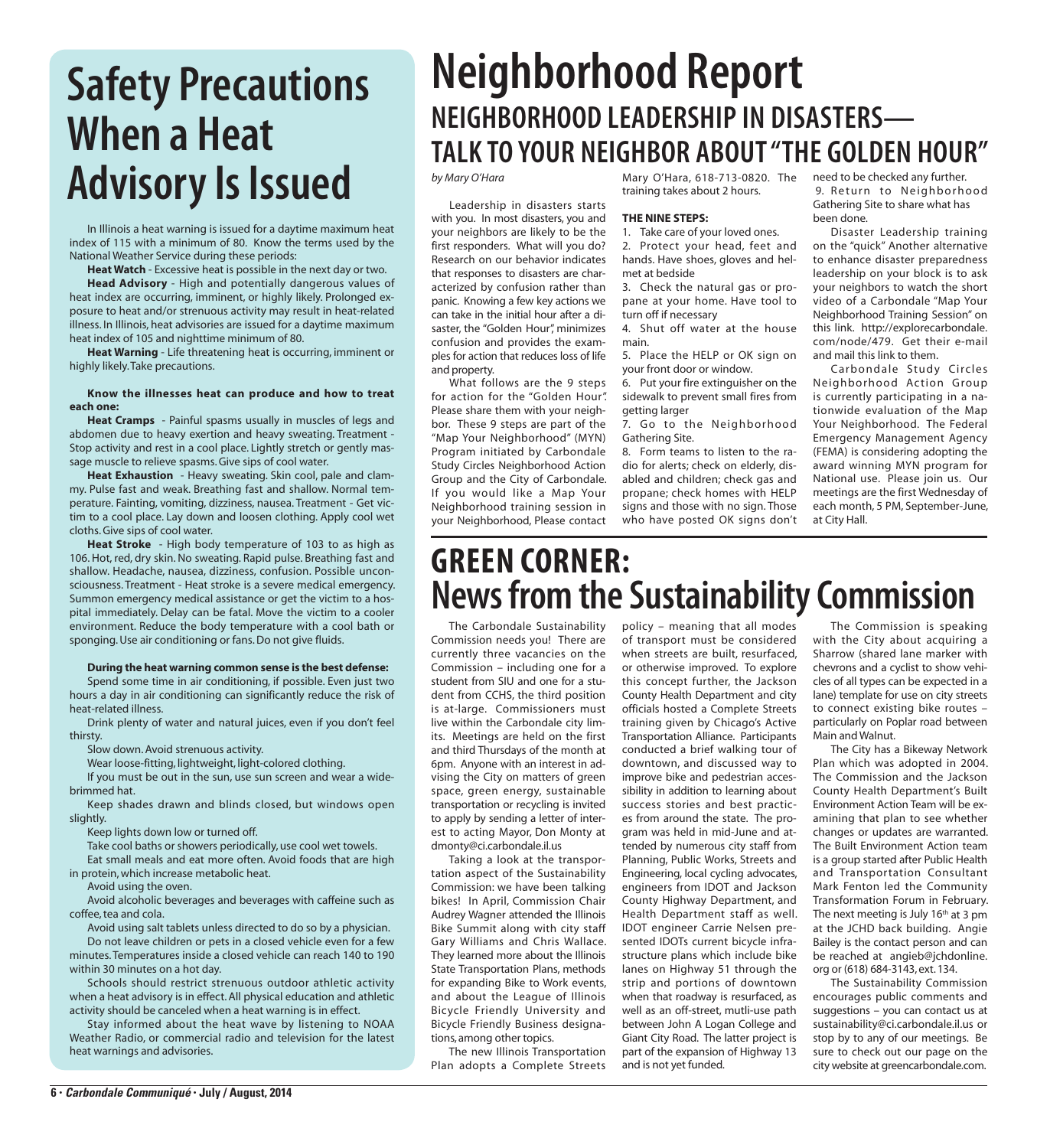# Safety Precautions When a Heat Advisory Is Issued

In Illinois a heat warning is issued for a daytime maximum heat index of 115 with a minimum of 80. Know the terms used by the National Weather Service during these periods:

**Heat Watch** - Excessive heat is possible in the next day or two.

**Head Advisory** - High and potentially dangerous values of heat index are occurring, imminent, or highly likely. Prolonged exposure to heat and/or strenuous activity may result in heat-related illness. In Illinois, heat advisories are issued for a daytime maximum heat index of 105 and nighttime minimum of 80.

**Heat Warning** - Life threatening heat is occurring, imminent or highly likely. Take precautions.

**Know the illnesses heat can produce and how to treat each one:**

**Heat Cramps** - Painful spasms usually in muscles of legs and abdomen due to heavy exertion and heavy sweating. Treatment - Stop activity and rest in a cool place. Lightly stretch or gently massage muscle to relieve spasms. Give sips of cool water.

**Heat Exhaustion** - Heavy sweating. Skin cool, pale and clammy. Pulse fast and weak. Breathing fast and shallow. Normal temperature. Fainting, vomiting, dizziness, nausea. Treatment - Get victim to a cool place. Lay down and loosen clothing. Apply cool wet cloths. Give sips of cool water.

**Heat Stroke** - High body temperature of 103 to as high as 106. Hot, red, dry skin. No sweating. Rapid pulse. Breathing fast and shallow. Headache, nausea, dizziness, confusion. Possible unconsciousness. Treatment - Heat stroke is a severe medical emergency. Summon emergency medical assistance or get the victim to a hospital immediately. Delay can be fatal. Move the victim to a cooler environment. Reduce the body temperature with a cool bath or sponging. Use air conditioning or fans. Do not give fluids.

**During the heat warning common sense is the best defense:**

Spend some time in air conditioning, if possible. Even just two hours a day in air conditioning can significantly reduce the risk of heat-related illness.

Drink plenty of water and natural juices, even if you don't feel thirsty.

Slow down. Avoid strenuous activity.

Wear loose-fitting, lightweight, light-colored clothing.

If you must be out in the sun, use sun screen and wear a wide-brimmed hat.

Keep shades drawn and blinds closed, but windows open slightly.

Keep lights down low or turned off.

Take cool baths or showers periodically, use cool wet towels.

Eat small meals and eat more often. Avoid foods that are high in protein, which increase metabolic heat.

Avoid using the oven.

Avoid alcoholic beverages and beverages with caffeine such as coffee, tea and cola.

Avoid using salt tablets unless directed to do so by a physician.

Do not leave children or pets in a closed vehicle even for a few minutes. Temperatures inside a closed vehicle can reach 140 to 190 within 30 minutes on a hot day.

Schools should restrict strenuous outdoor athletic activity when a heat advisory is in effect. All physical education and athletic activity should be canceled when a heat warning is in effect.

Stay informed about the heat wave by listening to NOAA Weather Radio, or commercial radio and television for the latest heat warnings and advisories.

# Neighborhood Report

## NEIGHBORHOOD LEADERSHIP IN DISASTERS— TALK TO YOUR NEIGHBOR ABOUT "THE GOLDEN HOUR"

*by Mary O'Hara*

Leadership in disasters starts with you. In most disasters, you and your neighbors are likely to be the first responders. What will you do? Research on our behavior indicates that responses to disasters are characterized by confusion rather than panic. Knowing a few key actions we can take in the initial hour after a disaster, the "Golden Hour", minimizes confusion and provides the examples for action that reduces loss of life and property.

What follows are the 9 steps for action for the "Golden Hour". Please share them with your neighbor. These 9 steps are part of the "Map Your Neighborhood" (MYN) Program initiated by Carbondale Study Circles Neighborhood Action Group and the City of Carbondale. If you would like a Map Your Neighborhood training session in your Neighborhood, Please contact Mary O'Hara, 618-713-0820. The training takes about 2 hours.

**THE NINE STEPS:**

1. Take care of your loved ones.
2. Protect your head, feet and hands. Have shoes, gloves and helmet at bedside
3. Check the natural gas or propane at your home. Have tool to turn off if necessary
4. Shut off water at the house main.
5. Place the HELP or OK sign on your front door or window.
6. Put your fire extinguisher on the sidewalk to prevent small fires from getting larger
7. Go to the Neighborhood Gathering Site.
8. Form teams to listen to the radio for alerts; check on elderly, disabled and children; check gas and propane; check homes with HELP signs and those with no sign. Those who have posted OK signs don't need to be checked any further.
9. Return to Neighborhood Gathering Site to share what has been done.

Disaster Leadership training on the "quick" Another alternative to enhance disaster preparedness leadership on your block is to ask your neighbors to watch the short video of a Carbondale "Map Your Neighborhood Training Session" on this link. http://explorecarbondale.com/node/479. Get their e-mail and mail this link to them.

Carbondale Study Circles Neighborhood Action Group is currently participating in a nationwide evaluation of the Map Your Neighborhood. The Federal Emergency Management Agency (FEMA) is considering adopting the award winning MYN program for National use. Please join us. Our meetings are the first Wednesday of each month, 5 PM, September-June, at City Hall.

# GREEN CORNER: News from the Sustainability Commission

The Carbondale Sustainability Commission needs you! There are currently three vacancies on the Commission – including one for a student from SIU and one for a student from CCHS, the third position is at-large. Commissioners must live within the Carbondale city limits. Meetings are held on the first and third Thursdays of the month at 6pm. Anyone with an interest in advising the City on matters of green space, green energy, sustainable transportation or recycling is invited to apply by sending a letter of interest to acting Mayor, Don Monty at dmonty@ci.carbondale.il.us

Taking a look at the transportation aspect of the Sustainability Commission: we have been talking bikes! In April, Commission Chair Audrey Wagner attended the Illinois Bike Summit along with city staff Gary Williams and Chris Wallace. They learned more about the Illinois State Transportation Plans, methods for expanding Bike to Work events, and about the League of Illinois Bicycle Friendly University and Bicycle Friendly Business designations, among other topics.

The new Illinois Transportation Plan adopts a Complete Streets policy – meaning that all modes of transport must be considered when streets are built, resurfaced, or otherwise improved. To explore this concept further, the Jackson County Health Department and city officials hosted a Complete Streets training given by Chicago's Active Transportation Alliance. Participants conducted a brief walking tour of downtown, and discussed way to improve bike and pedestrian accessibility in addition to learning about success stories and best practices from around the state. The program was held in mid-June and attended by numerous city staff from Planning, Public Works, Streets and Engineering, local cycling advocates, engineers from IDOT and Jackson County Highway Department, and Health Department staff as well. IDOT engineer Carrie Nelsen presented IDOTs current bicycle infrastructure plans which include bike lanes on Highway 51 through the strip and portions of downtown when that roadway is resurfaced, as well as an off-street, mutli-use path between John A Logan College and Giant City Road. The latter project is part of the expansion of Highway 13 and is not yet funded.

The Commission is speaking with the City about acquiring a Sharrow (shared lane marker with chevrons and a cyclist to show vehicles of all types can be expected in a lane) template for use on city streets to connect existing bike routes – particularly on Poplar road between Main and Walnut.

The City has a Bikeway Network Plan which was adopted in 2004. The Commission and the Jackson County Health Department's Built Environment Action Team will be examining that plan to see whether changes or updates are warranted. The Built Environment Action team is a group started after Public Health and Transportation Consultant Mark Fenton led the Community Transformation Forum in February. The next meeting is July 16th at 3 pm at the JCHD back building. Angie Bailey is the contact person and can be reached at angieb@jchdonline.org or (618) 684-3143, ext. 134.

The Sustainability Commission encourages public comments and suggestions – you can contact us at sustainability@ci.carbondale.il.us or stop by to any of our meetings. Be sure to check out our page on the city website at greencarbondale.com.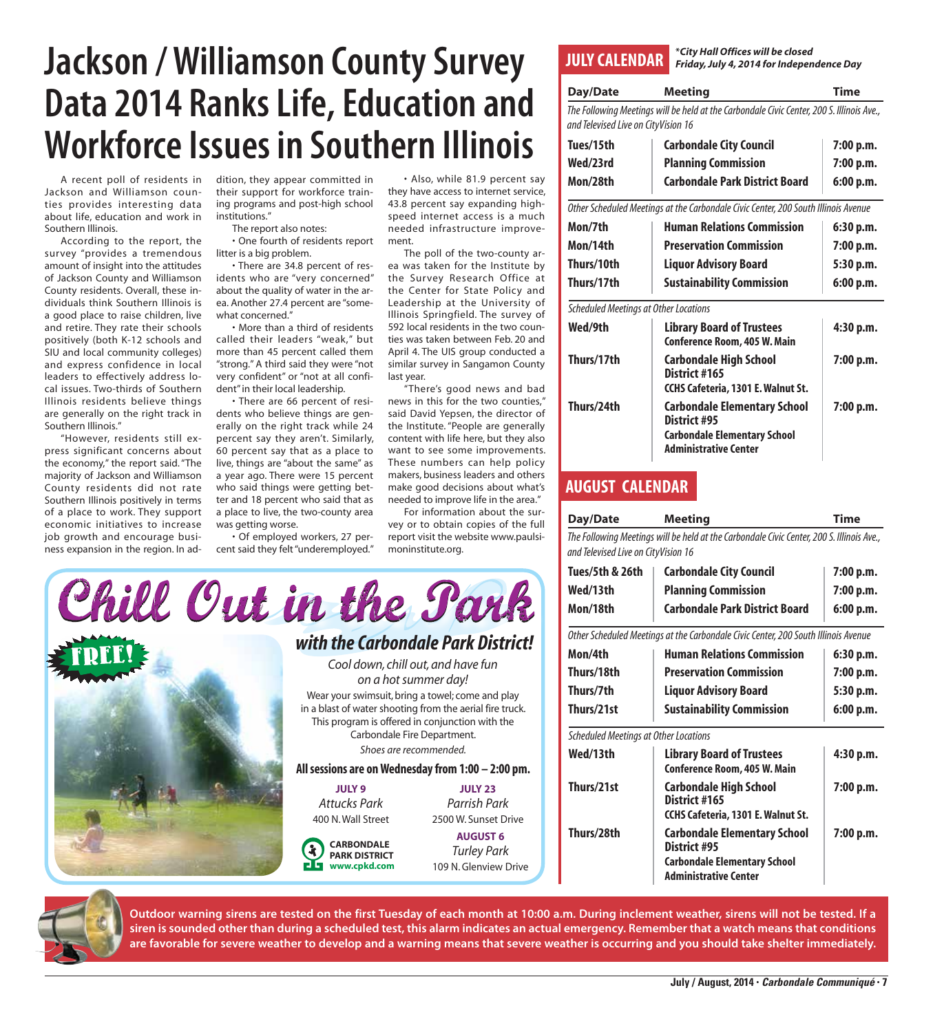# Jackson / Williamson County Survey Data 2014 Ranks Life, Education and Workforce Issues in Southern Illinois

A recent poll of residents in Jackson and Williamson counties provides interesting data about life, education and work in Southern Illinois.

According to the report, the survey "provides a tremendous amount of insight into the attitudes of Jackson County and Williamson County residents. Overall, these individuals think Southern Illinois is a good place to raise children, live and retire. They rate their schools positively (both K-12 schools and SIU and local community colleges) and express confidence in local leaders to effectively address local issues. Two-thirds of Southern Illinois residents believe things are generally on the right track in Southern Illinois."

"However, residents still express significant concerns about the economy," the report said. "The majority of Jackson and Williamson County residents did not rate Southern Illinois positively in terms of a place to work. They support economic initiatives to increase job growth and encourage business expansion in the region. In addition, they appear committed in their support for workforce training programs and post-high school institutions."

The report also notes:

- One fourth of residents report litter is a big problem.
- There are 34.8 percent of residents who are "very concerned" about the quality of water in the area. Another 27.4 percent are "somewhat concerned."
- More than a third of residents called their leaders "weak," but more than 45 percent called them "strong." A third said they were "not very confident" or "not at all confident" in their local leadership.
- There are 66 percent of residents who believe things are generally on the right track while 24 percent say they aren't. Similarly, 60 percent say that as a place to live, things are "about the same" as a year ago. There were 15 percent who said things were getting better and 18 percent who said that as a place to live, the two-county area was getting worse.
- Of employed workers, 27 percent said they felt "underemployed."
- Also, while 81.9 percent say they have access to internet service, 43.8 percent say expanding high-speed internet access is a much needed infrastructure improvement.

The poll of the two-county area was taken for the Institute by the Survey Research Office at the Center for State Policy and Leadership at the University of Illinois Springfield. The survey of 592 local residents in the two counties was taken between Feb. 20 and April 4. The UIS group conducted a similar survey in Sangamon County last year.

"There's good news and bad news in this for the two counties," said David Yepsen, the director of the Institute. "People are generally content with life here, but they also want to see some improvements. These numbers can help policy makers, business leaders and others make good decisions about what's needed to improve life in the area."

For information about the survey or to obtain copies of the full report visit the website www.paulsiminstitute.org.

## Chill Out in the Park

**FREE!**

### *with the Carbondale Park District!*

*Cool down, chill out, and have fun on a hot summer day!*

Wear your swimsuit, bring a towel; come and play in a blast of water shooting from the aerial fire truck. This program is offered in conjunction with the Carbondale Fire Department.

*Shoes are recommended.*

**All sessions are on Wednesday from 1:00 – 2:00 pm.**

**JULY 9**
*Attucks Park*
400 N. Wall Street

**JULY 23**
*Parrish Park*
2500 W. Sunset Drive

**AUGUST 6**
*Turley Park*
109 N. Glenview Drive

**CARBONDALE PARK DISTRICT**
www.cpkd.com

## JULY CALENDAR

***City Hall Offices will be closed Friday, July 4, 2014 for Independence Day**

| Day/Date | Meeting | Time |
|---|---|---|
| *The Following Meetings will be held at the Carbondale Civic Center, 200 S. Illinois Ave., and Televised Live on CityVision 16* | | |
| Tues/15th | Carbondale City Council | 7:00 p.m. |
| Wed/23rd | Planning Commission | 7:00 p.m. |
| Mon/28th | Carbondale Park District Board | 6:00 p.m. |
| *Other Scheduled Meetings at the Carbondale Civic Center, 200 South Illinois Avenue* | | |
| Mon/7th | Human Relations Commission | 6:30 p.m. |
| Mon/14th | Preservation Commission | 7:00 p.m. |
| Thurs/10th | Liquor Advisory Board | 5:30 p.m. |
| Thurs/17th | Sustainability Commission | 6:00 p.m. |
| *Scheduled Meetings at Other Locations* | | |
| Wed/9th | Library Board of Trustees, Conference Room, 405 W. Main | 4:30 p.m. |
| Thurs/17th | Carbondale High School District #165, CCHS Cafeteria, 1301 E. Walnut St. | 7:00 p.m. |
| Thurs/24th | Carbondale Elementary School District #95, Carbondale Elementary School Administrative Center | 7:00 p.m. |

## AUGUST CALENDAR

| Day/Date | Meeting | Time |
|---|---|---|
| *The Following Meetings will be held at the Carbondale Civic Center, 200 S. Illinois Ave., and Televised Live on CityVision 16* | | |
| Tues/5th & 26th | Carbondale City Council | 7:00 p.m. |
| Wed/13th | Planning Commission | 7:00 p.m. |
| Mon/18th | Carbondale Park District Board | 6:00 p.m. |
| *Other Scheduled Meetings at the Carbondale Civic Center, 200 South Illinois Avenue* | | |
| Mon/4th | Human Relations Commission | 6:30 p.m. |
| Thurs/18th | Preservation Commission | 7:00 p.m. |
| Thurs/7th | Liquor Advisory Board | 5:30 p.m. |
| Thurs/21st | Sustainability Commission | 6:00 p.m. |
| *Scheduled Meetings at Other Locations* | | |
| Wed/13th | Library Board of Trustees, Conference Room, 405 W. Main | 4:30 p.m. |
| Thurs/21st | Carbondale High School District #165, CCHS Cafeteria, 1301 E. Walnut St. | 7:00 p.m. |
| Thurs/28th | Carbondale Elementary School District #95, Carbondale Elementary School Administrative Center | 7:00 p.m. |

**Outdoor warning sirens are tested on the first Tuesday of each month at 10:00 a.m. During inclement weather, sirens will not be tested. If a siren is sounded other than during a scheduled test, this alarm indicates an actual emergency. Remember that a watch means that conditions are favorable for severe weather to develop and a warning means that severe weather is occurring and you should take shelter immediately.**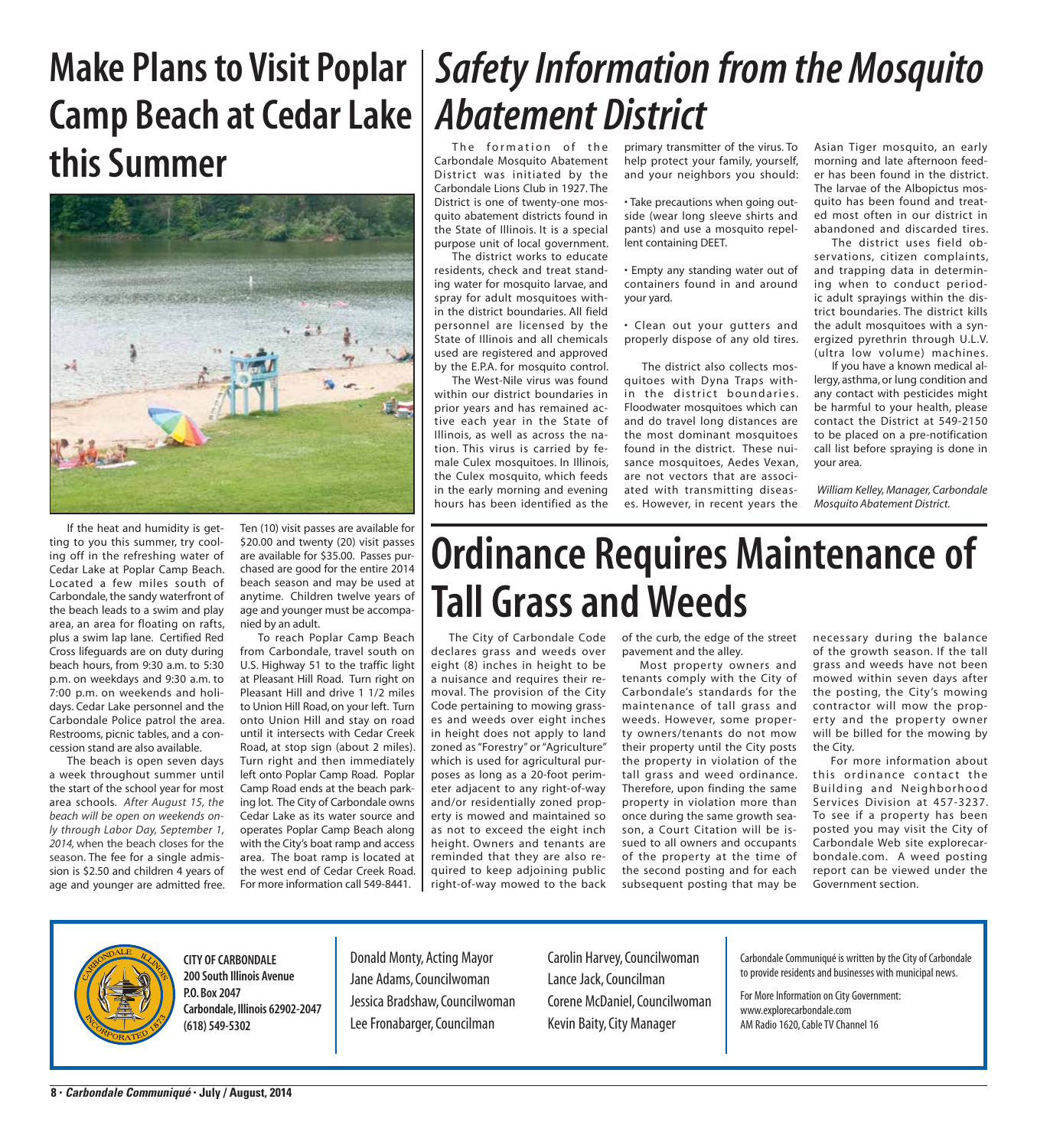# Make Plans to Visit Poplar Camp Beach at Cedar Lake this Summer

If the heat and humidity is getting to you this summer, try cooling off in the refreshing water of Cedar Lake at Poplar Camp Beach. Located a few miles south of Carbondale, the sandy waterfront of the beach leads to a swim and play area, an area for floating on rafts, plus a swim lap lane. Certified Red Cross lifeguards are on duty during beach hours, from 9:30 a.m. to 5:30 p.m. on weekdays and 9:30 a.m. to 7:00 p.m. on weekends and holidays. Cedar Lake personnel and the Carbondale Police patrol the area. Restrooms, picnic tables, and a concession stand are also available.

The beach is open seven days a week throughout summer until the start of the school year for most area schools. *After August 15, the beach will be open on weekends only through Labor Day, September 1, 2014*, when the beach closes for the season. The fee for a single admission is $2.50 and children 4 years of age and younger are admitted free. Ten (10) visit passes are available for $20.00 and twenty (20) visit passes are available for $35.00. Passes purchased are good for the entire 2014 beach season and may be used at anytime. Children twelve years of age and younger must be accompanied by an adult.

To reach Poplar Camp Beach from Carbondale, travel south on U.S. Highway 51 to the traffic light at Pleasant Hill Road. Turn right on Pleasant Hill and drive 1 1/2 miles to Union Hill Road, on your left. Turn onto Union Hill and stay on road until it intersects with Cedar Creek Road, at stop sign (about 2 miles). Turn right and then immediately left onto Poplar Camp Road. Poplar Camp Road ends at the beach parking lot. The City of Carbondale owns Cedar Lake as its water source and operates Poplar Camp Beach along with the City's boat ramp and access area. The boat ramp is located at the west end of Cedar Creek Road. For more information call 549-8441.

# *Safety Information from the Mosquito Abatement District*

The formation of the Carbondale Mosquito Abatement District was initiated by the Carbondale Lions Club in 1927. The District is one of twenty-one mosquito abatement districts found in the State of Illinois. It is a special purpose unit of local government.

The district works to educate residents, check and treat standing water for mosquito larvae, and spray for adult mosquitoes within the district boundaries. All field personnel are licensed by the State of Illinois and all chemicals used are registered and approved by the E.P.A. for mosquito control.

The West-Nile virus was found within our district boundaries in prior years and has remained active each year in the State of Illinois, as well as across the nation. This virus is carried by female Culex mosquitoes. In Illinois, the Culex mosquito, which feeds in the early morning and evening hours has been identified as the primary transmitter of the virus. To help protect your family, yourself, and your neighbors you should:

- Take precautions when going outside (wear long sleeve shirts and pants) and use a mosquito repellent containing DEET.
- Empty any standing water out of containers found in and around your yard.
- Clean out your gutters and properly dispose of any old tires.

The district also collects mosquitoes with Dyna Traps within the district boundaries. Floodwater mosquitoes which can and do travel long distances are the most dominant mosquitoes found in the district. These nuisance mosquitoes, Aedes Vexan, are not vectors that are associated with transmitting diseases. However, in recent years the Asian Tiger mosquito, an early morning and late afternoon feeder has been found in the district. The larvae of the Albopictus mosquito has been found and treated most often in our district in abandoned and discarded tires.

The district uses field observations, citizen complaints, and trapping data in determining when to conduct periodic adult sprayings within the district boundaries. The district kills the adult mosquitoes with a synergized pyrethrin through U.L.V. (ultra low volume) machines.

If you have a known medical allergy, asthma, or lung condition and any contact with pesticides might be harmful to your health, please contact the District at 549-2150 to be placed on a pre-notification call list before spraying is done in your area.

*William Kelley, Manager, Carbondale Mosquito Abatement District.*

# Ordinance Requires Maintenance of Tall Grass and Weeds

The City of Carbondale Code declares grass and weeds over eight (8) inches in height to be a nuisance and requires their removal. The provision of the City Code pertaining to mowing grasses and weeds over eight inches in height does not apply to land zoned as "Forestry" or "Agriculture" which is used for agricultural purposes as long as a 20-foot perimeter adjacent to any right-of-way and/or residentially zoned property is mowed and maintained so as not to exceed the eight inch height. Owners and tenants are reminded that they are also required to keep adjoining public right-of-way mowed to the back of the curb, the edge of the street pavement and the alley.

Most property owners and tenants comply with the City of Carbondale's standards for the maintenance of tall grass and weeds. However, some property owners/tenants do not mow their property until the City posts the property in violation of the tall grass and weed ordinance. Therefore, upon finding the same property in violation more than once during the same growth season, a Court Citation will be issued to all owners and occupants of the property at the time of the second posting and for each subsequent posting that may be necessary during the balance of the growth season. If the tall grass and weeds have not been mowed within seven days after the posting, the City's mowing contractor will mow the property and the property owner will be billed for the mowing by the City.

For more information about this ordinance contact the Building and Neighborhood Services Division at 457-3237. To see if a property has been posted you may visit the City of Carbondale Web site explorecarbondale.com. A weed posting report can be viewed under the Government section.

**CITY OF CARBONDALE**
**200 South Illinois Avenue**
**P.O. Box 2047**
**Carbondale, Illinois 62902-2047**
**(618) 549-5302**

Donald Monty, Acting Mayor
Jane Adams, Councilwoman
Jessica Bradshaw, Councilwoman
Lee Fronabarger, Councilman
Carolin Harvey, Councilwoman
Lance Jack, Councilman
Corene McDaniel, Councilwoman
Kevin Baity, City Manager

Carbondale Communiqué is written by the City of Carbondale to provide residents and businesses with municipal news.

For More Information on City Government:
www.explorecarbondale.com
AM Radio 1620, Cable TV Channel 16